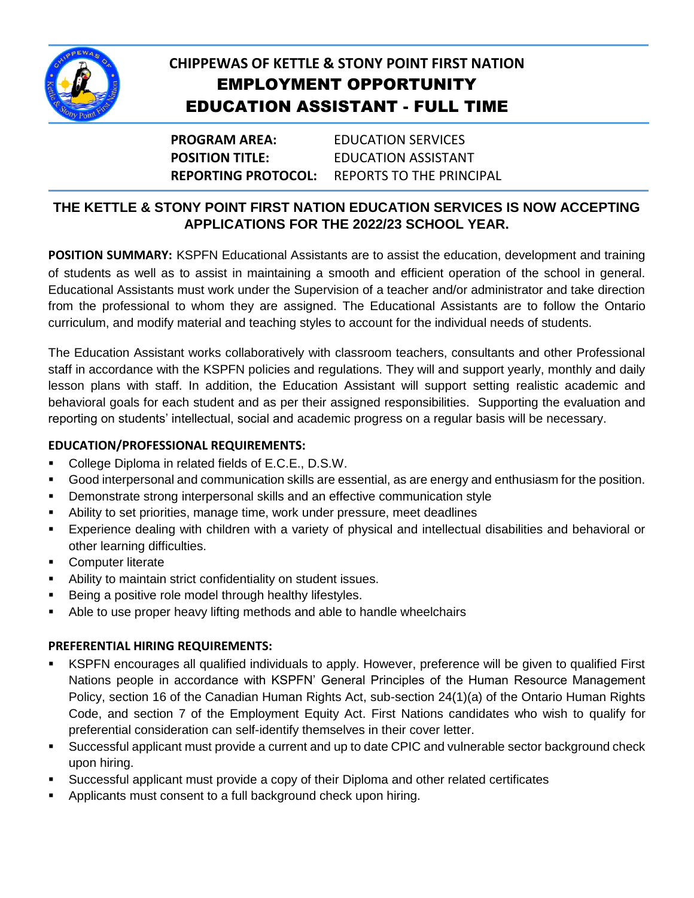# CHIPPEWAS OF KETTLE & STONY POINT FIRST NATION

## EMPLOYMENT OPPORTUNITY

## EDUCATION ASSISTANT - FULL TIME

**PROGRAM AREA:** EDUCATION SERVICES
**POSITION TITLE:** EDUCATION ASSISTANT
**REPORTING PROTOCOL:** REPORTS TO THE PRINCIPAL

### THE KETTLE & STONY POINT FIRST NATION EDUCATION SERVICES IS NOW ACCEPTING APPLICATIONS FOR THE 2022/23 SCHOOL YEAR.

**POSITION SUMMARY:** KSPFN Educational Assistants are to assist the education, development and training of students as well as to assist in maintaining a smooth and efficient operation of the school in general. Educational Assistants must work under the Supervision of a teacher and/or administrator and take direction from the professional to whom they are assigned. The Educational Assistants are to follow the Ontario curriculum, and modify material and teaching styles to account for the individual needs of students.

The Education Assistant works collaboratively with classroom teachers, consultants and other Professional staff in accordance with the KSPFN policies and regulations. They will and support yearly, monthly and daily lesson plans with staff. In addition, the Education Assistant will support setting realistic academic and behavioral goals for each student and as per their assigned responsibilities. Supporting the evaluation and reporting on students' intellectual, social and academic progress on a regular basis will be necessary.

**EDUCATION/PROFESSIONAL REQUIREMENTS:**

- College Diploma in related fields of E.C.E., D.S.W.
- Good interpersonal and communication skills are essential, as are energy and enthusiasm for the position.
- Demonstrate strong interpersonal skills and an effective communication style
- Ability to set priorities, manage time, work under pressure, meet deadlines
- Experience dealing with children with a variety of physical and intellectual disabilities and behavioral or other learning difficulties.
- Computer literate
- Ability to maintain strict confidentiality on student issues.
- Being a positive role model through healthy lifestyles.
- Able to use proper heavy lifting methods and able to handle wheelchairs

**PREFERENTIAL HIRING REQUIREMENTS:**

- KSPFN encourages all qualified individuals to apply. However, preference will be given to qualified First Nations people in accordance with KSPFN' General Principles of the Human Resource Management Policy, section 16 of the Canadian Human Rights Act, sub-section 24(1)(a) of the Ontario Human Rights Code, and section 7 of the Employment Equity Act. First Nations candidates who wish to qualify for preferential consideration can self-identify themselves in their cover letter.
- Successful applicant must provide a current and up to date CPIC and vulnerable sector background check upon hiring.
- Successful applicant must provide a copy of their Diploma and other related certificates
- Applicants must consent to a full background check upon hiring.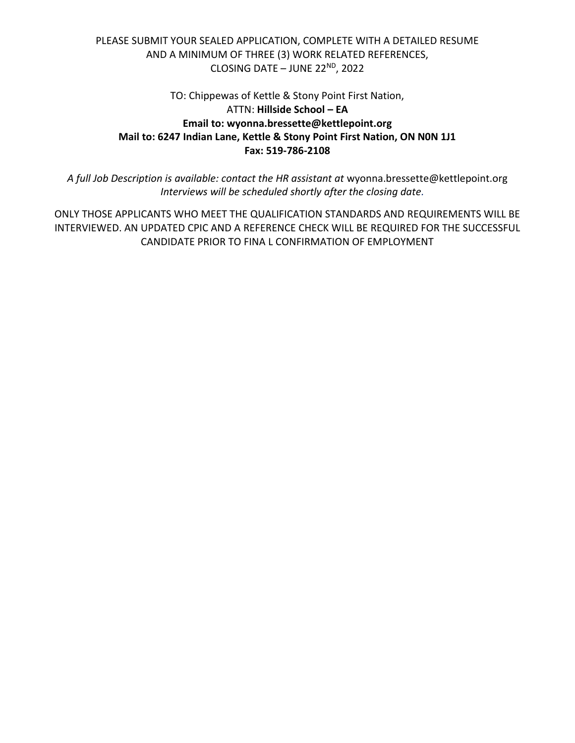PLEASE SUBMIT YOUR SEALED APPLICATION, COMPLETE WITH A DETAILED RESUME AND A MINIMUM OF THREE (3) WORK RELATED REFERENCES, CLOSING DATE – JUNE 22ND, 2022

TO: Chippewas of Kettle & Stony Point First Nation,
ATTN: **Hillside School – EA**
**Email to: wyonna.bressette@kettlepoint.org**
**Mail to: 6247 Indian Lane, Kettle & Stony Point First Nation, ON N0N 1J1**
**Fax: 519-786-2108**

*A full Job Description is available: contact the HR assistant at* wyonna.bressette@kettlepoint.org
*Interviews will be scheduled shortly after the closing date.*

ONLY THOSE APPLICANTS WHO MEET THE QUALIFICATION STANDARDS AND REQUIREMENTS WILL BE INTERVIEWED. AN UPDATED CPIC AND A REFERENCE CHECK WILL BE REQUIRED FOR THE SUCCESSFUL CANDIDATE PRIOR TO FINA L CONFIRMATION OF EMPLOYMENT